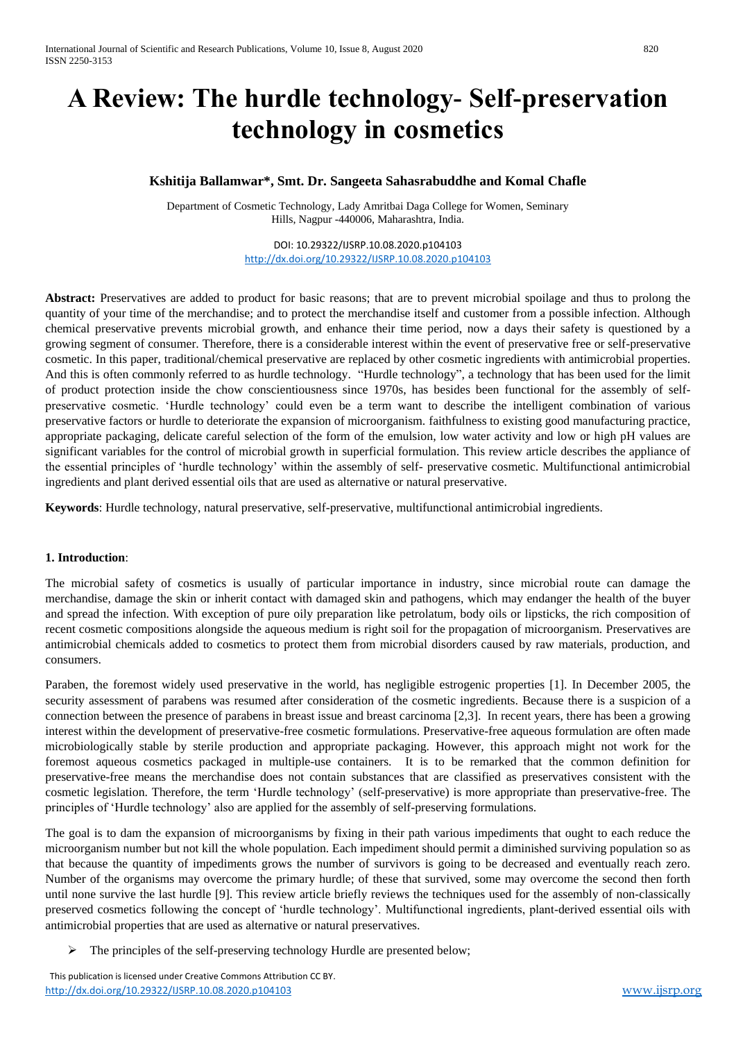# A Review: The hurdle technology- Self-preservation technology in cosmetics

**Kshitija Ballamwar*, Smt. Dr. Sangeeta Sahasrabuddhe and Komal Chafle**

Department of Cosmetic Technology, Lady Amritbai Daga College for Women, Seminary Hills, Nagpur -440006, Maharashtra, India.

DOI: 10.29322/IJSRP.10.08.2020.p104103
http://dx.doi.org/10.29322/IJSRP.10.08.2020.p104103

**Abstract:** Preservatives are added to product for basic reasons; that are to prevent microbial spoilage and thus to prolong the quantity of your time of the merchandise; and to protect the merchandise itself and customer from a possible infection. Although chemical preservative prevents microbial growth, and enhance their time period, now a days their safety is questioned by a growing segment of consumer. Therefore, there is a considerable interest within the event of preservative free or self-preservative cosmetic. In this paper, traditional/chemical preservative are replaced by other cosmetic ingredients with antimicrobial properties. And this is often commonly referred to as hurdle technology. "Hurdle technology", a technology that has been used for the limit of product protection inside the chow conscientiousness since 1970s, has besides been functional for the assembly of self-preservative cosmetic. 'Hurdle technology' could even be a term want to describe the intelligent combination of various preservative factors or hurdle to deteriorate the expansion of microorganism. faithfulness to existing good manufacturing practice, appropriate packaging, delicate careful selection of the form of the emulsion, low water activity and low or high pH values are significant variables for the control of microbial growth in superficial formulation. This review article describes the appliance of the essential principles of 'hurdle technology' within the assembly of self- preservative cosmetic. Multifunctional antimicrobial ingredients and plant derived essential oils that are used as alternative or natural preservative.

**Keywords**: Hurdle technology, natural preservative, self-preservative, multifunctional antimicrobial ingredients.

## 1. Introduction:

The microbial safety of cosmetics is usually of particular importance in industry, since microbial route can damage the merchandise, damage the skin or inherit contact with damaged skin and pathogens, which may endanger the health of the buyer and spread the infection. With exception of pure oily preparation like petrolatum, body oils or lipsticks, the rich composition of recent cosmetic compositions alongside the aqueous medium is right soil for the propagation of microorganism. Preservatives are antimicrobial chemicals added to cosmetics to protect them from microbial disorders caused by raw materials, production, and consumers.

Paraben, the foremost widely used preservative in the world, has negligible estrogenic properties [1]. In December 2005, the security assessment of parabens was resumed after consideration of the cosmetic ingredients. Because there is a suspicion of a connection between the presence of parabens in breast issue and breast carcinoma [2,3]. In recent years, there has been a growing interest within the development of preservative-free cosmetic formulations. Preservative-free aqueous formulation are often made microbiologically stable by sterile production and appropriate packaging. However, this approach might not work for the foremost aqueous cosmetics packaged in multiple-use containers. It is to be remarked that the common definition for preservative-free means the merchandise does not contain substances that are classified as preservatives consistent with the cosmetic legislation. Therefore, the term 'Hurdle technology' (self-preservative) is more appropriate than preservative-free. The principles of 'Hurdle technology' also are applied for the assembly of self-preserving formulations.

The goal is to dam the expansion of microorganisms by fixing in their path various impediments that ought to each reduce the microorganism number but not kill the whole population. Each impediment should permit a diminished surviving population so as that because the quantity of impediments grows the number of survivors is going to be decreased and eventually reach zero. Number of the organisms may overcome the primary hurdle; of these that survived, some may overcome the second then forth until none survive the last hurdle [9]. This review article briefly reviews the techniques used for the assembly of non-classically preserved cosmetics following the concept of 'hurdle technology'. Multifunctional ingredients, plant-derived essential oils with antimicrobial properties that are used as alternative or natural preservatives.

- The principles of the self-preserving technology Hurdle are presented below;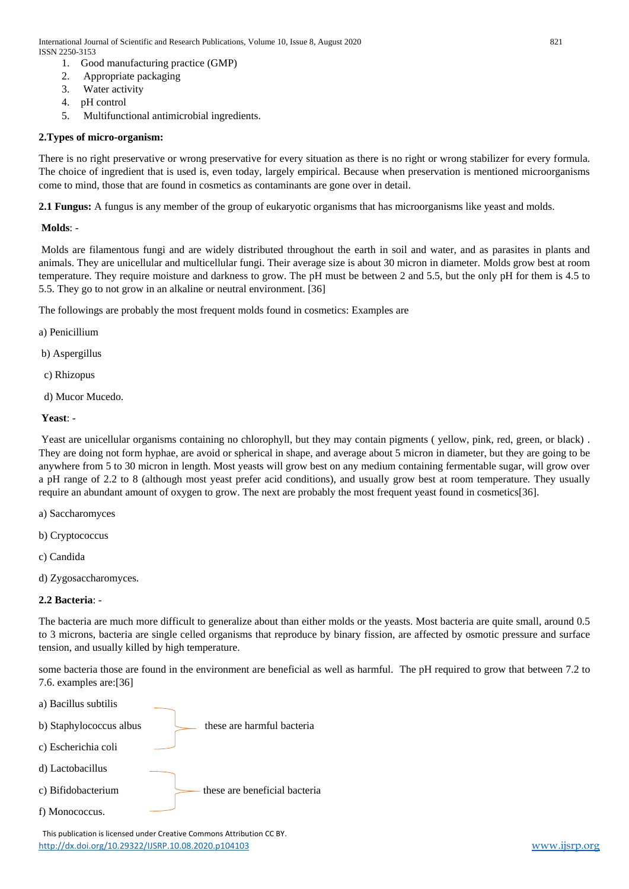1. Good manufacturing practice (GMP)
2. Appropriate packaging
3. Water activity
4. pH control
5. Multifunctional antimicrobial ingredients.

**2.Types of micro-organism:**

There is no right preservative or wrong preservative for every situation as there is no right or wrong stabilizer for every formula. The choice of ingredient that is used is, even today, largely empirical. Because when preservation is mentioned microorganisms come to mind, those that are found in cosmetics as contaminants are gone over in detail.

**2.1 Fungus:** A fungus is any member of the group of eukaryotic organisms that has microorganisms like yeast and molds.

**Molds**: -

Molds are filamentous fungi and are widely distributed throughout the earth in soil and water, and as parasites in plants and animals. They are unicellular and multicellular fungi. Their average size is about 30 micron in diameter. Molds grow best at room temperature. They require moisture and darkness to grow. The pH must be between 2 and 5.5, but the only pH for them is 4.5 to 5.5. They go to not grow in an alkaline or neutral environment. [36]

The followings are probably the most frequent molds found in cosmetics: Examples are

a) Penicillium

b) Aspergillus

c) Rhizopus

d) Mucor Mucedo.

**Yeast**: -

Yeast are unicellular organisms containing no chlorophyll, but they may contain pigments ( yellow, pink, red, green, or black) . They are doing not form hyphae, are avoid or spherical in shape, and average about 5 micron in diameter, but they are going to be anywhere from 5 to 30 micron in length. Most yeasts will grow best on any medium containing fermentable sugar, will grow over a pH range of 2.2 to 8 (although most yeast prefer acid conditions), and usually grow best at room temperature. They usually require an abundant amount of oxygen to grow. The next are probably the most frequent yeast found in cosmetics[36].

a) Saccharomyces

b) Cryptococcus

c) Candida

d) Zygosaccharomyces.

**2.2 Bacteria**: -

The bacteria are much more difficult to generalize about than either molds or the yeasts. Most bacteria are quite small, around 0.5 to 3 microns, bacteria are single celled organisms that reproduce by binary fission, are affected by osmotic pressure and surface tension, and usually killed by high temperature.

some bacteria those are found in the environment are beneficial as well as harmful. The pH required to grow that between 7.2 to 7.6. examples are:[36]

a) Bacillus subtilis

b) Staphylococcus albus — these are harmful bacteria

c) Escherichia coli

d) Lactobacillus

c) Bifidobacterium — these are beneficial bacteria

f) Monococcus.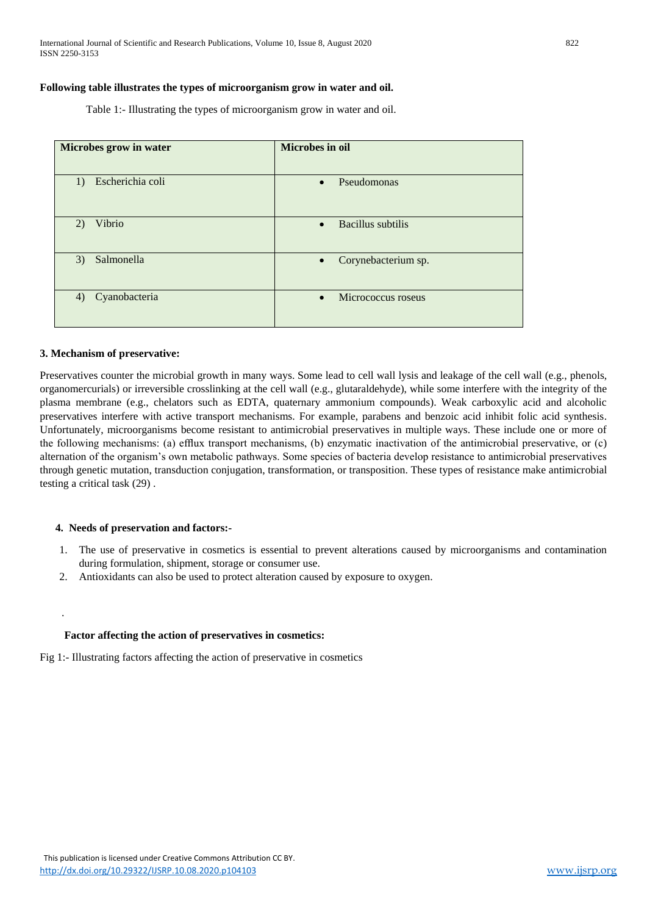**Following table illustrates the types of microorganism grow in water and oil.**

Table 1:- Illustrating the types of microorganism grow in water and oil.

| Microbes grow in water | Microbes in oil |
|---|---|
| 1) Escherichia coli | • Pseudomonas |
| 2) Vibrio | • Bacillus subtilis |
| 3) Salmonella | • Corynebacterium sp. |
| 4) Cyanobacteria | • Micrococcus roseus |

### 3. Mechanism of preservative:

Preservatives counter the microbial growth in many ways. Some lead to cell wall lysis and leakage of the cell wall (e.g., phenols, organomercurials) or irreversible crosslinking at the cell wall (e.g., glutaraldehyde), while some interfere with the integrity of the plasma membrane (e.g., chelators such as EDTA, quaternary ammonium compounds). Weak carboxylic acid and alcoholic preservatives interfere with active transport mechanisms. For example, parabens and benzoic acid inhibit folic acid synthesis. Unfortunately, microorganisms become resistant to antimicrobial preservatives in multiple ways. These include one or more of the following mechanisms: (a) efflux transport mechanisms, (b) enzymatic inactivation of the antimicrobial preservative, or (c) alternation of the organism's own metabolic pathways. Some species of bacteria develop resistance to antimicrobial preservatives through genetic mutation, transduction conjugation, transformation, or transposition. These types of resistance make antimicrobial testing a critical task (29) .

### 4. Needs of preservation and factors:-

1. The use of preservative in cosmetics is essential to prevent alterations caused by microorganisms and contamination during formulation, shipment, storage or consumer use.
2. Antioxidants can also be used to protect alteration caused by exposure to oxygen.

.

**Factor affecting the action of preservatives in cosmetics:**

Fig 1:- Illustrating factors affecting the action of preservative in cosmetics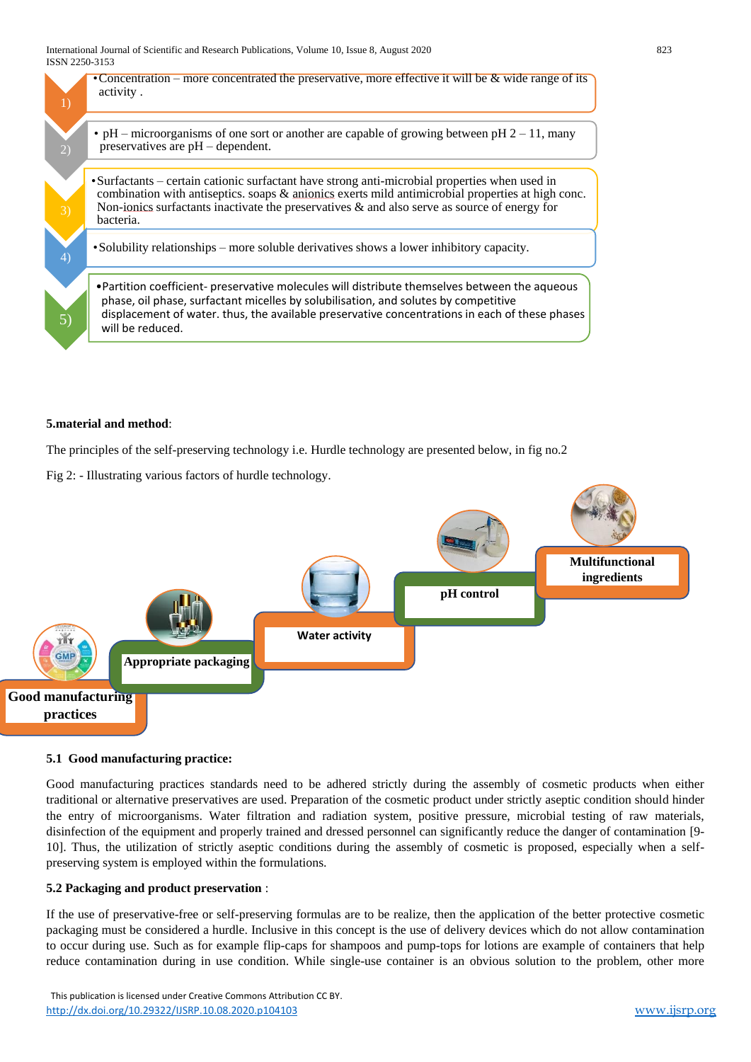1) • Concentration – more concentrated the preservative, more effective it will be & wide range of its activity .

2) • pH – microorganisms of one sort or another are capable of growing between pH 2 – 11, many preservatives are pH – dependent.

3) • Surfactants – certain cationic surfactant have strong anti-microbial properties when used in combination with antiseptics. soaps & anionics exerts mild antimicrobial properties at high conc. Non-ionics surfactants inactivate the preservatives & and also serve as source of energy for bacteria.

4) • Solubility relationships – more soluble derivatives shows a lower inhibitory capacity.

5) • Partition coefficient- preservative molecules will distribute themselves between the aqueous phase, oil phase, surfactant micelles by solubilisation, and solutes by competitive displacement of water. thus, the available preservative concentrations in each of these phases will be reduced.

**5.material and method**:

The principles of the self-preserving technology i.e. Hurdle technology are presented below, in fig no.2

Fig 2: - Illustrating various factors of hurdle technology.

Good manufacturing practices

Appropriate packaging

Water activity

pH control

Multifunctional ingredients

### 5.1 Good manufacturing practice:

Good manufacturing practices standards need to be adhered strictly during the assembly of cosmetic products when either traditional or alternative preservatives are used. Preparation of the cosmetic product under strictly aseptic condition should hinder the entry of microorganisms. Water filtration and radiation system, positive pressure, microbial testing of raw materials, disinfection of the equipment and properly trained and dressed personnel can significantly reduce the danger of contamination [9-10]. Thus, the utilization of strictly aseptic conditions during the assembly of cosmetic is proposed, especially when a self-preserving system is employed within the formulations.

### 5.2 Packaging and product preservation :

If the use of preservative-free or self-preserving formulas are to be realize, then the application of the better protective cosmetic packaging must be considered a hurdle. Inclusive in this concept is the use of delivery devices which do not allow contamination to occur during use. Such as for example flip-caps for shampoos and pump-tops for lotions are example of containers that help reduce contamination during in use condition. While single-use container is an obvious solution to the problem, other more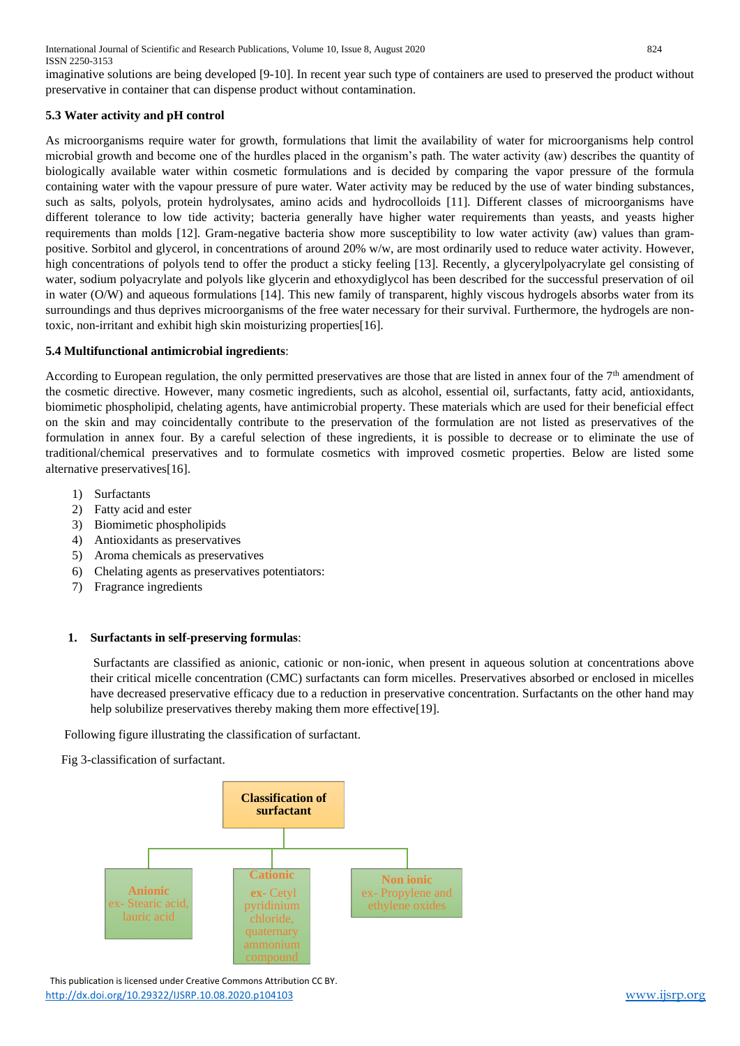imaginative solutions are being developed [9-10]. In recent year such type of containers are used to preserved the product without preservative in container that can dispense product without contamination.

### 5.3 Water activity and pH control

As microorganisms require water for growth, formulations that limit the availability of water for microorganisms help control microbial growth and become one of the hurdles placed in the organism's path. The water activity (aw) describes the quantity of biologically available water within cosmetic formulations and is decided by comparing the vapor pressure of the formula containing water with the vapour pressure of pure water. Water activity may be reduced by the use of water binding substances, such as salts, polyols, protein hydrolysates, amino acids and hydrocolloids [11]. Different classes of microorganisms have different tolerance to low tide activity; bacteria generally have higher water requirements than yeasts, and yeasts higher requirements than molds [12]. Gram-negative bacteria show more susceptibility to low water activity (aw) values than gram-positive. Sorbitol and glycerol, in concentrations of around 20% w/w, are most ordinarily used to reduce water activity. However, high concentrations of polyols tend to offer the product a sticky feeling [13]. Recently, a glycerylpolyacrylate gel consisting of water, sodium polyacrylate and polyols like glycerin and ethoxydiglycol has been described for the successful preservation of oil in water (O/W) and aqueous formulations [14]. This new family of transparent, highly viscous hydrogels absorbs water from its surroundings and thus deprives microorganisms of the free water necessary for their survival. Furthermore, the hydrogels are non-toxic, non-irritant and exhibit high skin moisturizing properties[16].

### 5.4 Multifunctional antimicrobial ingredients:

According to European regulation, the only permitted preservatives are those that are listed in annex four of the 7th amendment of the cosmetic directive. However, many cosmetic ingredients, such as alcohol, essential oil, surfactants, fatty acid, antioxidants, biomimetic phospholipid, chelating agents, have antimicrobial property. These materials which are used for their beneficial effect on the skin and may coincidentally contribute to the preservation of the formulation are not listed as preservatives of the formulation in annex four. By a careful selection of these ingredients, it is possible to decrease or to eliminate the use of traditional/chemical preservatives and to formulate cosmetics with improved cosmetic properties. Below are listed some alternative preservatives[16].

1) Surfactants
2) Fatty acid and ester
3) Biomimetic phospholipids
4) Antioxidants as preservatives
5) Aroma chemicals as preservatives
6) Chelating agents as preservatives potentiators:
7) Fragrance ingredients

**1. Surfactants in self-preserving formulas**:

Surfactants are classified as anionic, cationic or non-ionic, when present in aqueous solution at concentrations above their critical micelle concentration (CMC) surfactants can form micelles. Preservatives absorbed or enclosed in micelles have decreased preservative efficacy due to a reduction in preservative concentration. Surfactants on the other hand may help solubilize preservatives thereby making them more effective[19].

Following figure illustrating the classification of surfactant.

Fig 3-classification of surfactant.

Classification of surfactant

Anionic
ex- Stearic acid, lauric acid

Cationic
ex- Cetyl pyridinium chloride, quaternary ammonium compound

Non ionic
ex- Propylene and ethylene oxides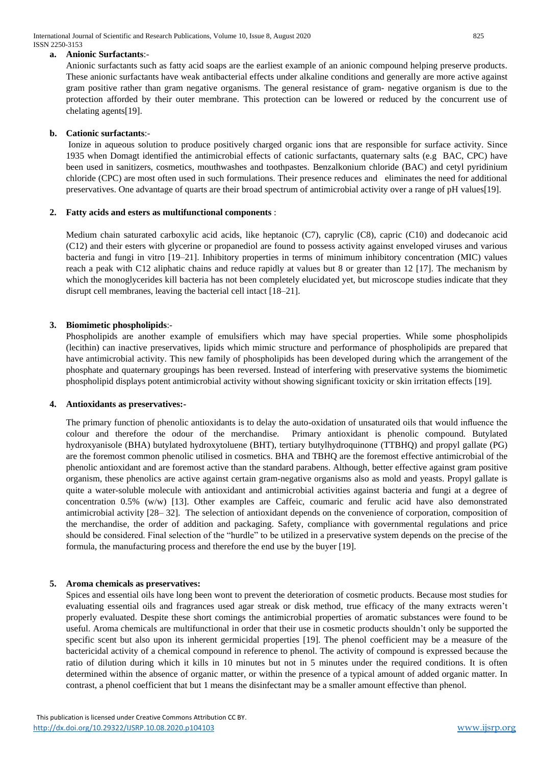**a. Anionic Surfactants**:-

Anionic surfactants such as fatty acid soaps are the earliest example of an anionic compound helping preserve products. These anionic surfactants have weak antibacterial effects under alkaline conditions and generally are more active against gram positive rather than gram negative organisms. The general resistance of gram- negative organism is due to the protection afforded by their outer membrane. This protection can be lowered or reduced by the concurrent use of chelating agents[19].

**b. Cationic surfactants**:-

Ionize in aqueous solution to produce positively charged organic ions that are responsible for surface activity. Since 1935 when Domagt identified the antimicrobial effects of cationic surfactants, quaternary salts (e.g BAC, CPC) have been used in sanitizers, cosmetics, mouthwashes and toothpastes. Benzalkonium chloride (BAC) and cetyl pyridinium chloride (CPC) are most often used in such formulations. Their presence reduces and eliminates the need for additional preservatives. One advantage of quarts are their broad spectrum of antimicrobial activity over a range of pH values[19].

**2. Fatty acids and esters as multifunctional components** :

Medium chain saturated carboxylic acid acids, like heptanoic (C7), caprylic (C8), capric (C10) and dodecanoic acid (C12) and their esters with glycerine or propanediol are found to possess activity against enveloped viruses and various bacteria and fungi in vitro [19–21]. Inhibitory properties in terms of minimum inhibitory concentration (MIC) values reach a peak with C12 aliphatic chains and reduce rapidly at values but 8 or greater than 12 [17]. The mechanism by which the monoglycerides kill bacteria has not been completely elucidated yet, but microscope studies indicate that they disrupt cell membranes, leaving the bacterial cell intact [18–21].

**3. Biomimetic phospholipids**:-

Phospholipids are another example of emulsifiers which may have special properties. While some phospholipids (lecithin) can inactive preservatives, lipids which mimic structure and performance of phospholipids are prepared that have antimicrobial activity. This new family of phospholipids has been developed during which the arrangement of the phosphate and quaternary groupings has been reversed. Instead of interfering with preservative systems the biomimetic phospholipid displays potent antimicrobial activity without showing significant toxicity or skin irritation effects [19].

**4. Antioxidants as preservatives:-**

The primary function of phenolic antioxidants is to delay the auto-oxidation of unsaturated oils that would influence the colour and therefore the odour of the merchandise. Primary antioxidant is phenolic compound. Butylated hydroxyanisole (BHA) butylated hydroxytoluene (BHT), tertiary butylhydroquinone (TTBHQ) and propyl gallate (PG) are the foremost common phenolic utilised in cosmetics. BHA and TBHQ are the foremost effective antimicrobial of the phenolic antioxidant and are foremost active than the standard parabens. Although, better effective against gram positive organism, these phenolics are active against certain gram-negative organisms also as mold and yeasts. Propyl gallate is quite a water-soluble molecule with antioxidant and antimicrobial activities against bacteria and fungi at a degree of concentration 0.5% (w/w) [13]. Other examples are Caffeic, coumaric and ferulic acid have also demonstrated antimicrobial activity [28– 32]. The selection of antioxidant depends on the convenience of corporation, composition of the merchandise, the order of addition and packaging. Safety, compliance with governmental regulations and price should be considered. Final selection of the "hurdle" to be utilized in a preservative system depends on the precise of the formula, the manufacturing process and therefore the end use by the buyer [19].

**5. Aroma chemicals as preservatives:**

Spices and essential oils have long been wont to prevent the deterioration of cosmetic products. Because most studies for evaluating essential oils and fragrances used agar streak or disk method, true efficacy of the many extracts weren't properly evaluated. Despite these short comings the antimicrobial properties of aromatic substances were found to be useful. Aroma chemicals are multifunctional in order that their use in cosmetic products shouldn't only be supported the specific scent but also upon its inherent germicidal properties [19]. The phenol coefficient may be a measure of the bactericidal activity of a chemical compound in reference to phenol. The activity of compound is expressed because the ratio of dilution during which it kills in 10 minutes but not in 5 minutes under the required conditions. It is often determined within the absence of organic matter, or within the presence of a typical amount of added organic matter. In contrast, a phenol coefficient that but 1 means the disinfectant may be a smaller amount effective than phenol.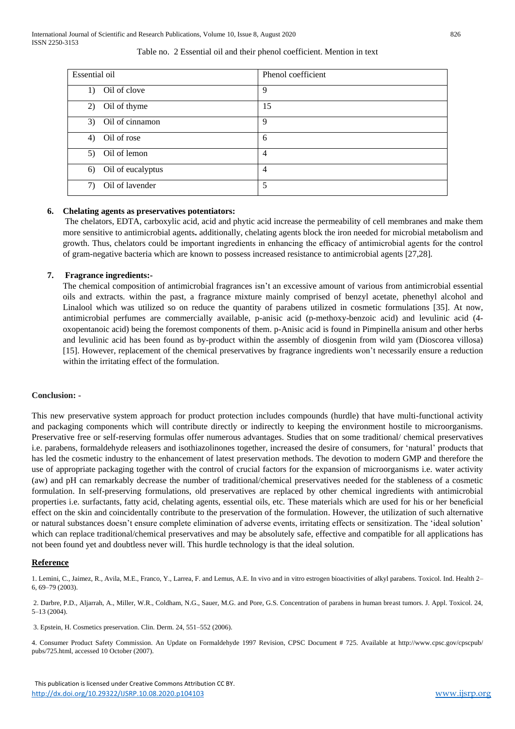Table no. 2 Essential oil and their phenol coefficient. Mention in text

| Essential oil | Phenol coefficient |
|---|---|
| 1) Oil of clove | 9 |
| 2) Oil of thyme | 15 |
| 3) Oil of cinnamon | 9 |
| 4) Oil of rose | 6 |
| 5) Oil of lemon | 4 |
| 6) Oil of eucalyptus | 4 |
| 7) Oil of lavender | 5 |

6. **Chelating agents as preservatives potentiators:**

   The chelators, EDTA, carboxylic acid, acid and phytic acid increase the permeability of cell membranes and make them more sensitive to antimicrobial agents**.** additionally, chelating agents block the iron needed for microbial metabolism and growth. Thus, chelators could be important ingredients in enhancing the efficacy of antimicrobial agents for the control of gram-negative bacteria which are known to possess increased resistance to antimicrobial agents [27,28].

7. **Fragrance ingredients:-**

   The chemical composition of antimicrobial fragrances isn't an excessive amount of various from antimicrobial essential oils and extracts. within the past, a fragrance mixture mainly comprised of benzyl acetate, phenethyl alcohol and Linalool which was utilized so on reduce the quantity of parabens utilized in cosmetic formulations [35]. At now, antimicrobial perfumes are commercially available, p-anisic acid (p-methoxy-benzoic acid) and levulinic acid (4-oxopentanoic acid) being the foremost components of them. p-Anisic acid is found in Pimpinella anisum and other herbs and levulinic acid has been found as by-product within the assembly of diosgenin from wild yam (Dioscorea villosa) [15]. However, replacement of the chemical preservatives by fragrance ingredients won't necessarily ensure a reduction within the irritating effect of the formulation.

**Conclusion: -**

This new preservative system approach for product protection includes compounds (hurdle) that have multi-functional activity and packaging components which will contribute directly or indirectly to keeping the environment hostile to microorganisms. Preservative free or self-reserving formulas offer numerous advantages. Studies that on some traditional/ chemical preservatives i.e. parabens, formaldehyde releasers and isothiazolinones together, increased the desire of consumers, for 'natural' products that has led the cosmetic industry to the enhancement of latest preservation methods. The devotion to modern GMP and therefore the use of appropriate packaging together with the control of crucial factors for the expansion of microorganisms i.e. water activity (aw) and pH can remarkably decrease the number of traditional/chemical preservatives needed for the stableness of a cosmetic formulation. In self-preserving formulations, old preservatives are replaced by other chemical ingredients with antimicrobial properties i.e. surfactants, fatty acid, chelating agents, essential oils, etc. These materials which are used for his or her beneficial effect on the skin and coincidentally contribute to the preservation of the formulation. However, the utilization of such alternative or natural substances doesn't ensure complete elimination of adverse events, irritating effects or sensitization. The 'ideal solution' which can replace traditional/chemical preservatives and may be absolutely safe, effective and compatible for all applications has not been found yet and doubtless never will. This hurdle technology is that the ideal solution.

**<u>Reference</u>**

1. Lemini, C., Jaimez, R., Avila, M.E., Franco, Y., Larrea, F. and Lemus, A.E. In vivo and in vitro estrogen bioactivities of alkyl parabens. Toxicol. Ind. Health 2–6, 69–79 (2003).

2. Darbre, P.D., Aljarrah, A., Miller, W.R., Coldham, N.G., Sauer, M.G. and Pore, G.S. Concentration of parabens in human breast tumors. J. Appl. Toxicol. 24, 5–13 (2004).

3. Epstein, H. Cosmetics preservation. Clin. Derm. 24, 551–552 (2006).

4. Consumer Product Safety Commission. An Update on Formaldehyde 1997 Revision, CPSC Document # 725. Available at http://www.cpsc.gov/cpscpub/pubs/725.html, accessed 10 October (2007).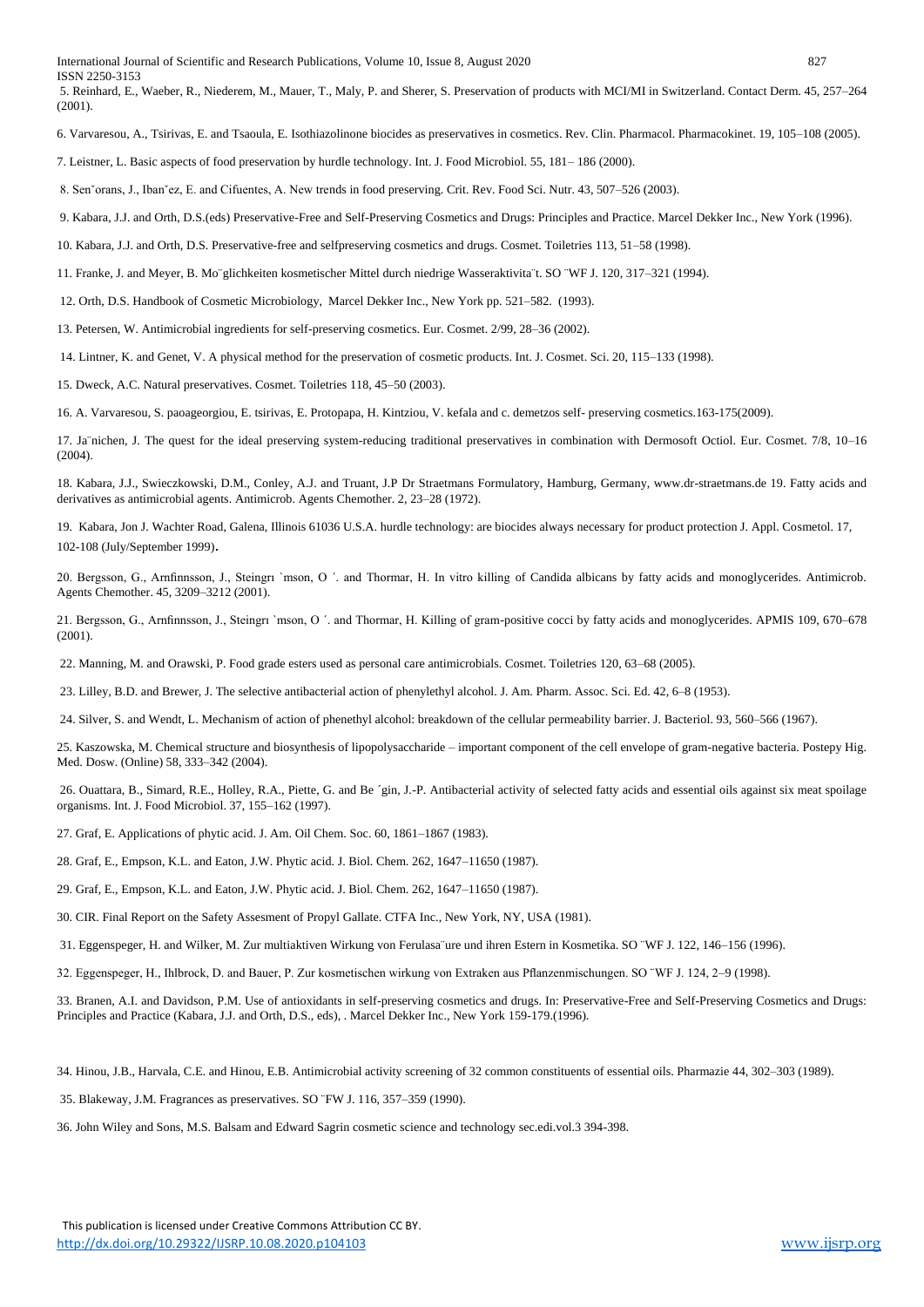5. Reinhard, E., Waeber, R., Niederem, M., Mauer, T., Maly, P. and Sherer, S. Preservation of products with MCI/MI in Switzerland. Contact Derm. 45, 257–264 (2001).

6. Varvaresou, A., Tsirivas, E. and Tsaoula, E. Isothiazolinone biocides as preservatives in cosmetics. Rev. Clin. Pharmacol. Pharmacokinet. 19, 105–108 (2005).

7. Leistner, L. Basic aspects of food preservation by hurdle technology. Int. J. Food Microbiol. 55, 181– 186 (2000).

8. Senˇorans, J., Ibanˇez, E. and Cifuentes, A. New trends in food preserving. Crit. Rev. Food Sci. Nutr. 43, 507–526 (2003).

9. Kabara, J.J. and Orth, D.S.(eds) Preservative-Free and Self-Preserving Cosmetics and Drugs: Principles and Practice. Marcel Dekker Inc., New York (1996).

10. Kabara, J.J. and Orth, D.S. Preservative-free and selfpreserving cosmetics and drugs. Cosmet. Toiletries 113, 51–58 (1998).

11. Franke, J. and Meyer, B. Mo¨glichkeiten kosmetischer Mittel durch niedrige Wasseraktivita¨t. SO ¨WF J. 120, 317–321 (1994).

12. Orth, D.S. Handbook of Cosmetic Microbiology, Marcel Dekker Inc., New York pp. 521–582. (1993).

13. Petersen, W. Antimicrobial ingredients for self-preserving cosmetics. Eur. Cosmet. 2/99, 28–36 (2002).

14. Lintner, K. and Genet, V. A physical method for the preservation of cosmetic products. Int. J. Cosmet. Sci. 20, 115–133 (1998).

15. Dweck, A.C. Natural preservatives. Cosmet. Toiletries 118, 45–50 (2003).

16. A. Varvaresou, S. paoageorgiou, E. tsirivas, E. Protopapa, H. Kintziou, V. kefala and c. demetzos self- preserving cosmetics.163-175(2009).

17. Ja¨nichen, J. The quest for the ideal preserving system-reducing traditional preservatives in combination with Dermosoft Octiol. Eur. Cosmet. 7/8, 10–16 (2004).

18. Kabara, J.J., Swieczkowski, D.M., Conley, A.J. and Truant, J.P Dr Straetmans Formulatory, Hamburg, Germany, www.dr-straetmans.de 19. Fatty acids and derivatives as antimicrobial agents. Antimicrob. Agents Chemother. 2, 23–28 (1972).

19. Kabara, Jon J. Wachter Road, Galena, Illinois 61036 U.S.A. hurdle technology: are biocides always necessary for product protection J. Appl. Cosmetol. 17, 102-108 (July/September 1999).

20. Bergsson, G., Arnfinnsson, J., Steingrı `mson, O ´. and Thormar, H. In vitro killing of Candida albicans by fatty acids and monoglycerides. Antimicrob. Agents Chemother. 45, 3209–3212 (2001).

21. Bergsson, G., Arnfinnsson, J., Steingrı `mson, O ´. and Thormar, H. Killing of gram-positive cocci by fatty acids and monoglycerides. APMIS 109, 670–678 (2001).

22. Manning, M. and Orawski, P. Food grade esters used as personal care antimicrobials. Cosmet. Toiletries 120, 63–68 (2005).

23. Lilley, B.D. and Brewer, J. The selective antibacterial action of phenylethyl alcohol. J. Am. Pharm. Assoc. Sci. Ed. 42, 6–8 (1953).

24. Silver, S. and Wendt, L. Mechanism of action of phenethyl alcohol: breakdown of the cellular permeability barrier. J. Bacteriol. 93, 560–566 (1967).

25. Kaszowska, M. Chemical structure and biosynthesis of lipopolysaccharide – important component of the cell envelope of gram-negative bacteria. Postepy Hig. Med. Dosw. (Online) 58, 333–342 (2004).

26. Ouattara, B., Simard, R.E., Holley, R.A., Piette, G. and Be ´gin, J.-P. Antibacterial activity of selected fatty acids and essential oils against six meat spoilage organisms. Int. J. Food Microbiol. 37, 155–162 (1997).

27. Graf, E. Applications of phytic acid. J. Am. Oil Chem. Soc. 60, 1861–1867 (1983).

28. Graf, E., Empson, K.L. and Eaton, J.W. Phytic acid. J. Biol. Chem. 262, 1647–11650 (1987).

29. Graf, E., Empson, K.L. and Eaton, J.W. Phytic acid. J. Biol. Chem. 262, 1647–11650 (1987).

30. CIR. Final Report on the Safety Assesment of Propyl Gallate. CTFA Inc., New York, NY, USA (1981).

31. Eggenspeger, H. and Wilker, M. Zur multiaktiven Wirkung von Ferulasa¨ure und ihren Estern in Kosmetika. SO ¨WF J. 122, 146–156 (1996).

32. Eggenspeger, H., Ihlbrock, D. and Bauer, P. Zur kosmetischen wirkung von Extraken aus Pflanzenmischungen. SO ¨WF J. 124, 2–9 (1998).

33. Branen, A.I. and Davidson, P.M. Use of antioxidants in self-preserving cosmetics and drugs. In: Preservative-Free and Self-Preserving Cosmetics and Drugs: Principles and Practice (Kabara, J.J. and Orth, D.S., eds), . Marcel Dekker Inc., New York 159-179.(1996).

34. Hinou, J.B., Harvala, C.E. and Hinou, E.B. Antimicrobial activity screening of 32 common constituents of essential oils. Pharmazie 44, 302–303 (1989).

35. Blakeway, J.M. Fragrances as preservatives. SO ¨FW J. 116, 357–359 (1990).

36. John Wiley and Sons, M.S. Balsam and Edward Sagrin cosmetic science and technology sec.edi.vol.3 394-398.

This publication is licensed under Creative Commons Attribution CC BY.
http://dx.doi.org/10.29322/IJSRP.10.08.2020.p104103